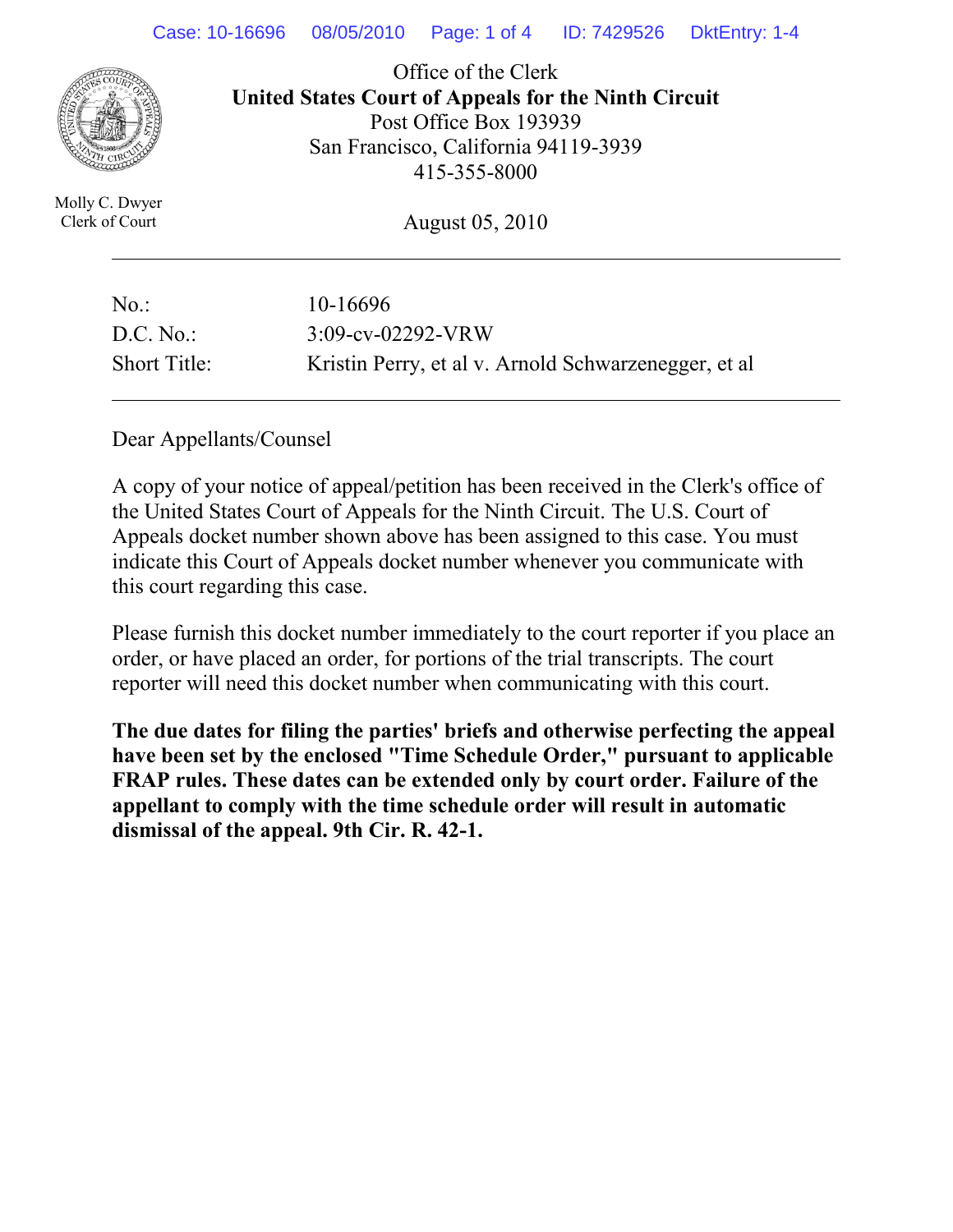Office of the Clerk
**United States Court of Appeals for the Ninth Circuit**
Post Office Box 193939
San Francisco, California 94119-3939
415-355-8000

Molly C. Dwyer
Clerk of Court

August 05, 2010

---

| | |
|---|---|
| No.: | 10-16696 |
| D.C. No.: | 3:09-cv-02292-VRW |
| Short Title: | Kristin Perry, et al v. Arnold Schwarzenegger, et al |

---

Dear Appellants/Counsel

A copy of your notice of appeal/petition has been received in the Clerk's office of the United States Court of Appeals for the Ninth Circuit. The U.S. Court of Appeals docket number shown above has been assigned to this case. You must indicate this Court of Appeals docket number whenever you communicate with this court regarding this case.

Please furnish this docket number immediately to the court reporter if you place an order, or have placed an order, for portions of the trial transcripts. The court reporter will need this docket number when communicating with this court.

**The due dates for filing the parties' briefs and otherwise perfecting the appeal have been set by the enclosed "Time Schedule Order," pursuant to applicable FRAP rules. These dates can be extended only by court order. Failure of the appellant to comply with the time schedule order will result in automatic dismissal of the appeal. 9th Cir. R. 42-1.**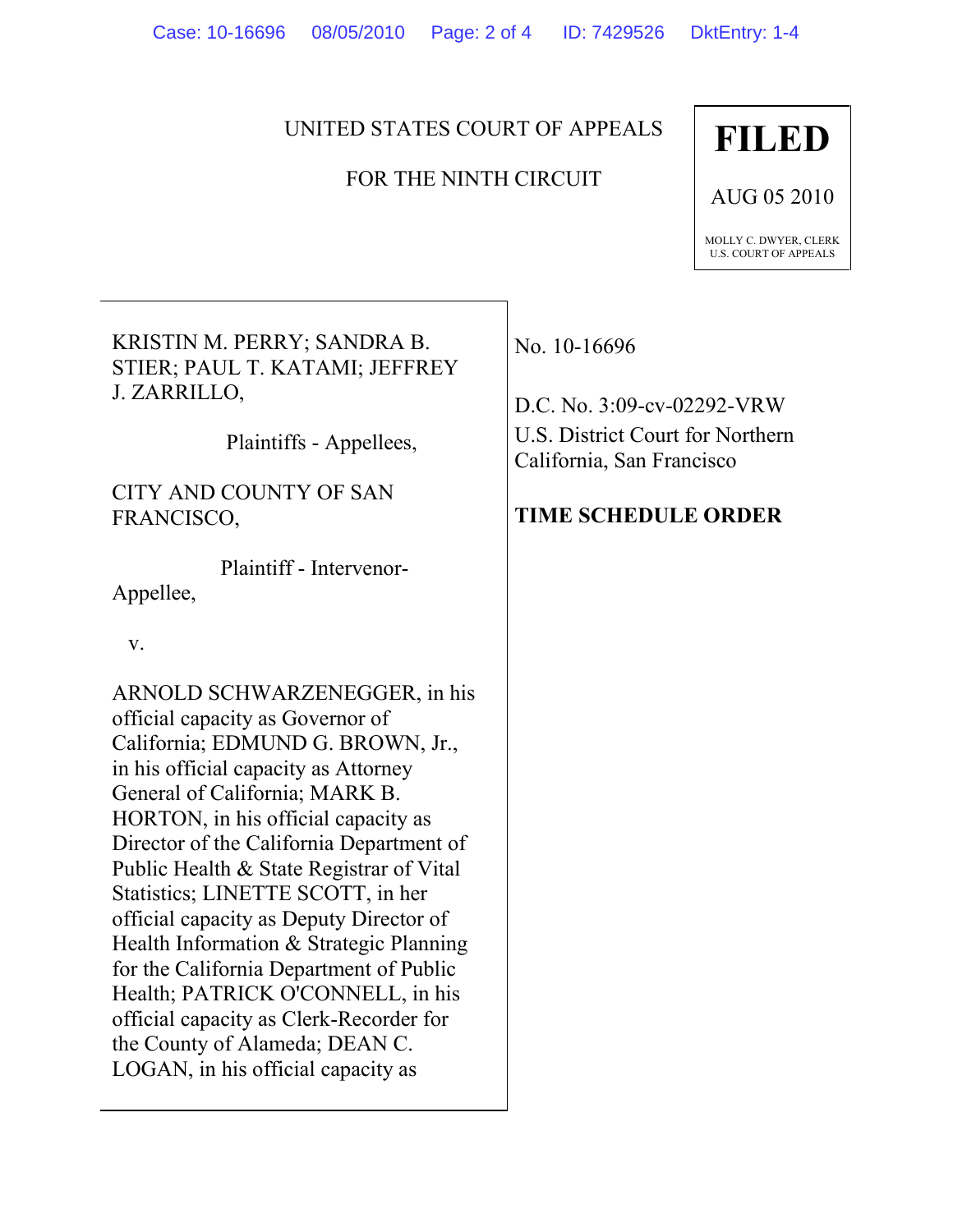UNITED STATES COURT OF APPEALS

FOR THE NINTH CIRCUIT

**FILED**

AUG 05 2010

MOLLY C. DWYER, CLERK
U.S. COURT OF APPEALS

KRISTIN M. PERRY; SANDRA B. STIER; PAUL T. KATAMI; JEFFREY J. ZARRILLO,

Plaintiffs - Appellees,

CITY AND COUNTY OF SAN FRANCISCO,

Plaintiff - Intervenor-Appellee,

v.

ARNOLD SCHWARZENEGGER, in his official capacity as Governor of California; EDMUND G. BROWN, Jr., in his official capacity as Attorney General of California; MARK B. HORTON, in his official capacity as Director of the California Department of Public Health & State Registrar of Vital Statistics; LINETTE SCOTT, in her official capacity as Deputy Director of Health Information & Strategic Planning for the California Department of Public Health; PATRICK O'CONNELL, in his official capacity as Clerk-Recorder for the County of Alameda; DEAN C. LOGAN, in his official capacity as

No. 10-16696

D.C. No. 3:09-cv-02292-VRW
U.S. District Court for Northern California, San Francisco

**TIME SCHEDULE ORDER**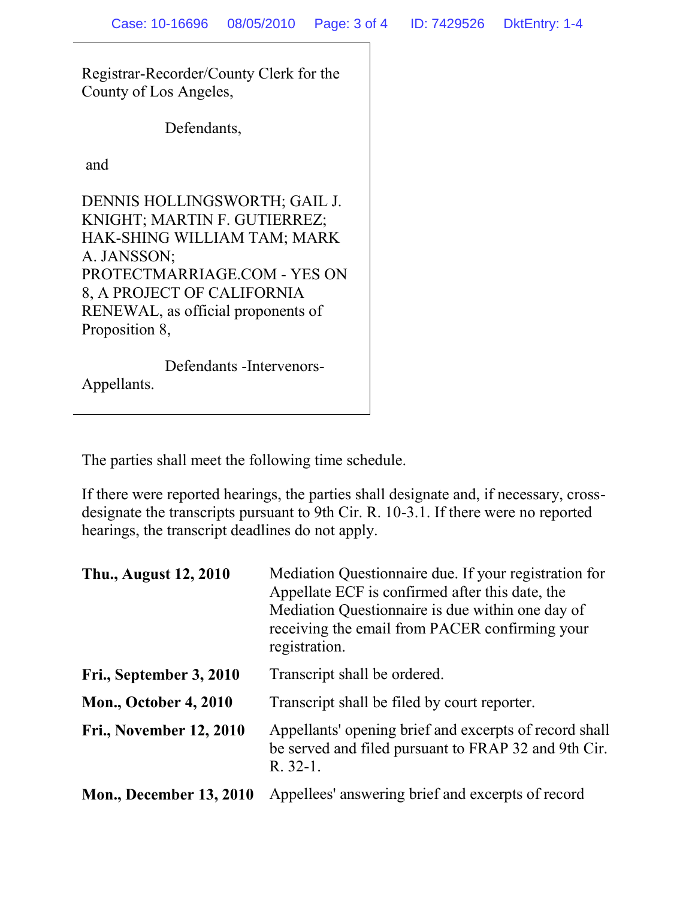Registrar-Recorder/County Clerk for the County of Los Angeles,

Defendants,

and

DENNIS HOLLINGSWORTH; GAIL J. KNIGHT; MARTIN F. GUTIERREZ; HAK-SHING WILLIAM TAM; MARK A. JANSSON; PROTECTMARRIAGE.COM - YES ON 8, A PROJECT OF CALIFORNIA RENEWAL, as official proponents of Proposition 8,

Defendants -Intervenors-Appellants.

The parties shall meet the following time schedule.

If there were reported hearings, the parties shall designate and, if necessary, cross-designate the transcripts pursuant to 9th Cir. R. 10-3.1. If there were no reported hearings, the transcript deadlines do not apply.

| | |
|---|---|
| **Thu., August 12, 2010** | Mediation Questionnaire due. If your registration for Appellate ECF is confirmed after this date, the Mediation Questionnaire is due within one day of receiving the email from PACER confirming your registration. |
| **Fri., September 3, 2010** | Transcript shall be ordered. |
| **Mon., October 4, 2010** | Transcript shall be filed by court reporter. |
| **Fri., November 12, 2010** | Appellants' opening brief and excerpts of record shall be served and filed pursuant to FRAP 32 and 9th Cir. R. 32-1. |
| **Mon., December 13, 2010** | Appellees' answering brief and excerpts of record |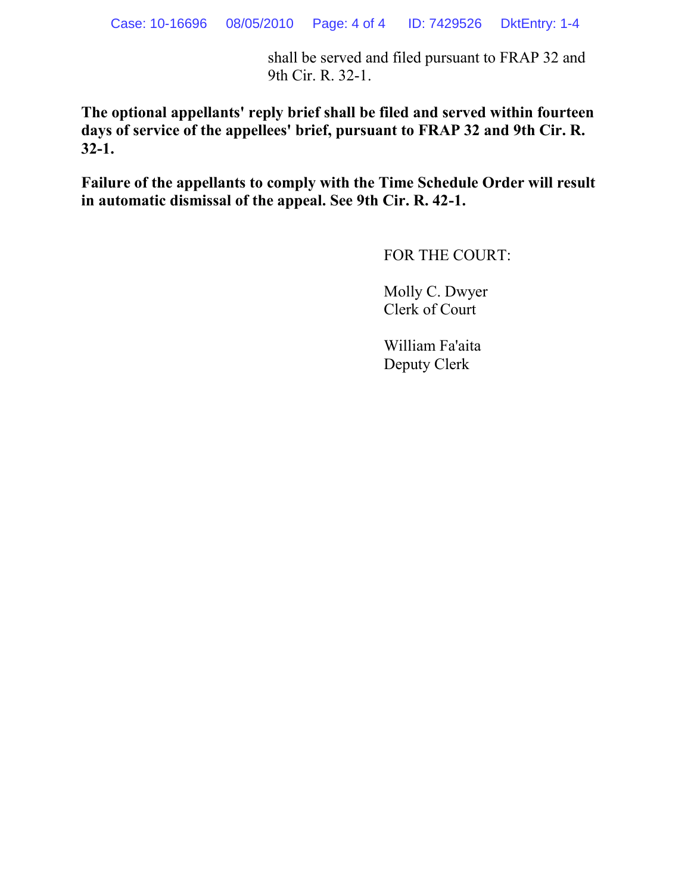shall be served and filed pursuant to FRAP 32 and 9th Cir. R. 32-1.

**The optional appellants' reply brief shall be filed and served within fourteen days of service of the appellees' brief, pursuant to FRAP 32 and 9th Cir. R. 32-1.**

**Failure of the appellants to comply with the Time Schedule Order will result in automatic dismissal of the appeal. See 9th Cir. R. 42-1.**

FOR THE COURT:

Molly C. Dwyer
Clerk of Court

William Fa'aita
Deputy Clerk